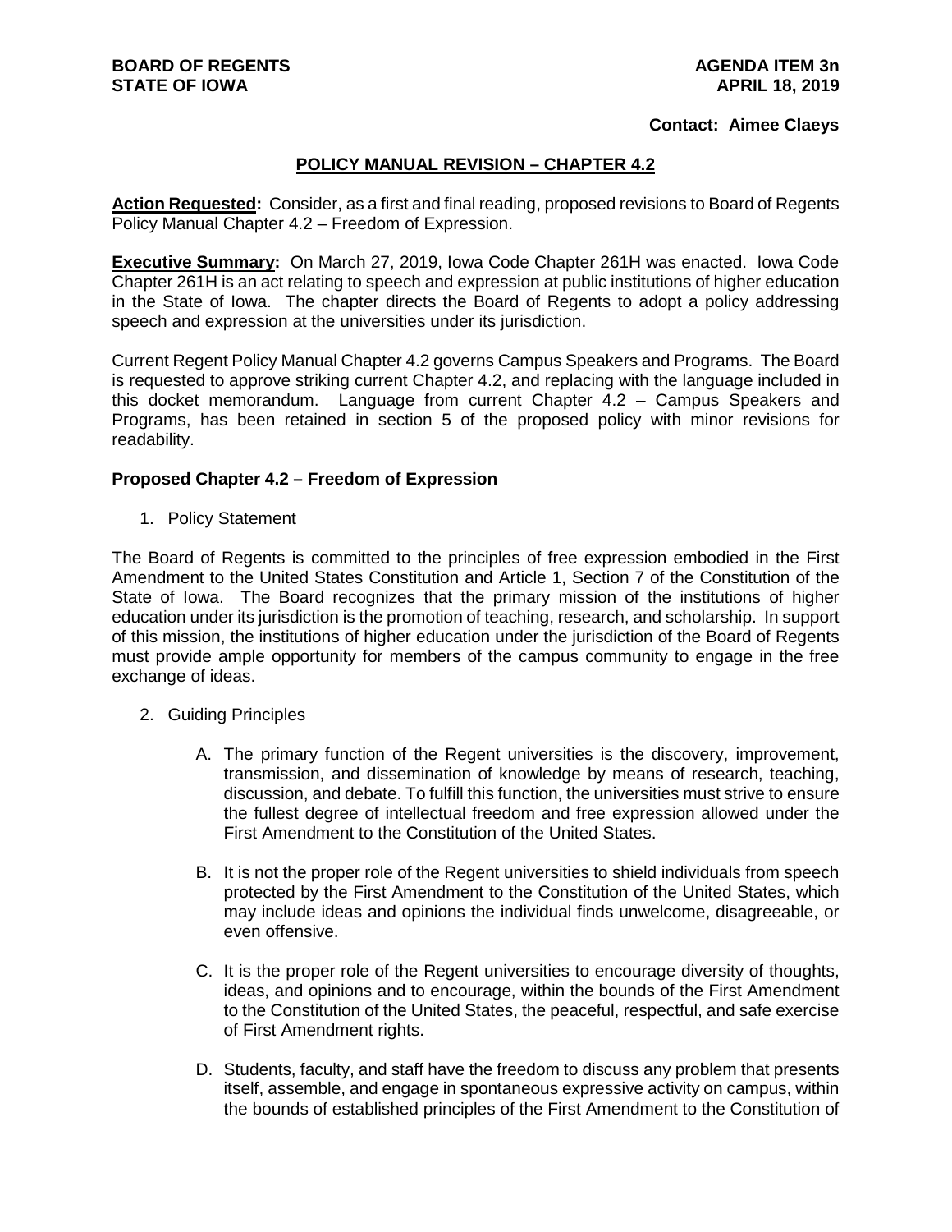**BOARD OF REGENTS**
**STATE OF IOWA**

**AGENDA ITEM 3n**
**APRIL 18, 2019**

**Contact: Aimee Claeys**

## POLICY MANUAL REVISION – CHAPTER 4.2

**Action Requested:** Consider, as a first and final reading, proposed revisions to Board of Regents Policy Manual Chapter 4.2 – Freedom of Expression.

**Executive Summary:** On March 27, 2019, Iowa Code Chapter 261H was enacted. Iowa Code Chapter 261H is an act relating to speech and expression at public institutions of higher education in the State of Iowa. The chapter directs the Board of Regents to adopt a policy addressing speech and expression at the universities under its jurisdiction.

Current Regent Policy Manual Chapter 4.2 governs Campus Speakers and Programs. The Board is requested to approve striking current Chapter 4.2, and replacing with the language included in this docket memorandum. Language from current Chapter 4.2 – Campus Speakers and Programs, has been retained in section 5 of the proposed policy with minor revisions for readability.

### Proposed Chapter 4.2 – Freedom of Expression

1. Policy Statement

The Board of Regents is committed to the principles of free expression embodied in the First Amendment to the United States Constitution and Article 1, Section 7 of the Constitution of the State of Iowa. The Board recognizes that the primary mission of the institutions of higher education under its jurisdiction is the promotion of teaching, research, and scholarship. In support of this mission, the institutions of higher education under the jurisdiction of the Board of Regents must provide ample opportunity for members of the campus community to engage in the free exchange of ideas.

2. Guiding Principles

    A. The primary function of the Regent universities is the discovery, improvement, transmission, and dissemination of knowledge by means of research, teaching, discussion, and debate. To fulfill this function, the universities must strive to ensure the fullest degree of intellectual freedom and free expression allowed under the First Amendment to the Constitution of the United States.

    B. It is not the proper role of the Regent universities to shield individuals from speech protected by the First Amendment to the Constitution of the United States, which may include ideas and opinions the individual finds unwelcome, disagreeable, or even offensive.

    C. It is the proper role of the Regent universities to encourage diversity of thoughts, ideas, and opinions and to encourage, within the bounds of the First Amendment to the Constitution of the United States, the peaceful, respectful, and safe exercise of First Amendment rights.

    D. Students, faculty, and staff have the freedom to discuss any problem that presents itself, assemble, and engage in spontaneous expressive activity on campus, within the bounds of established principles of the First Amendment to the Constitution of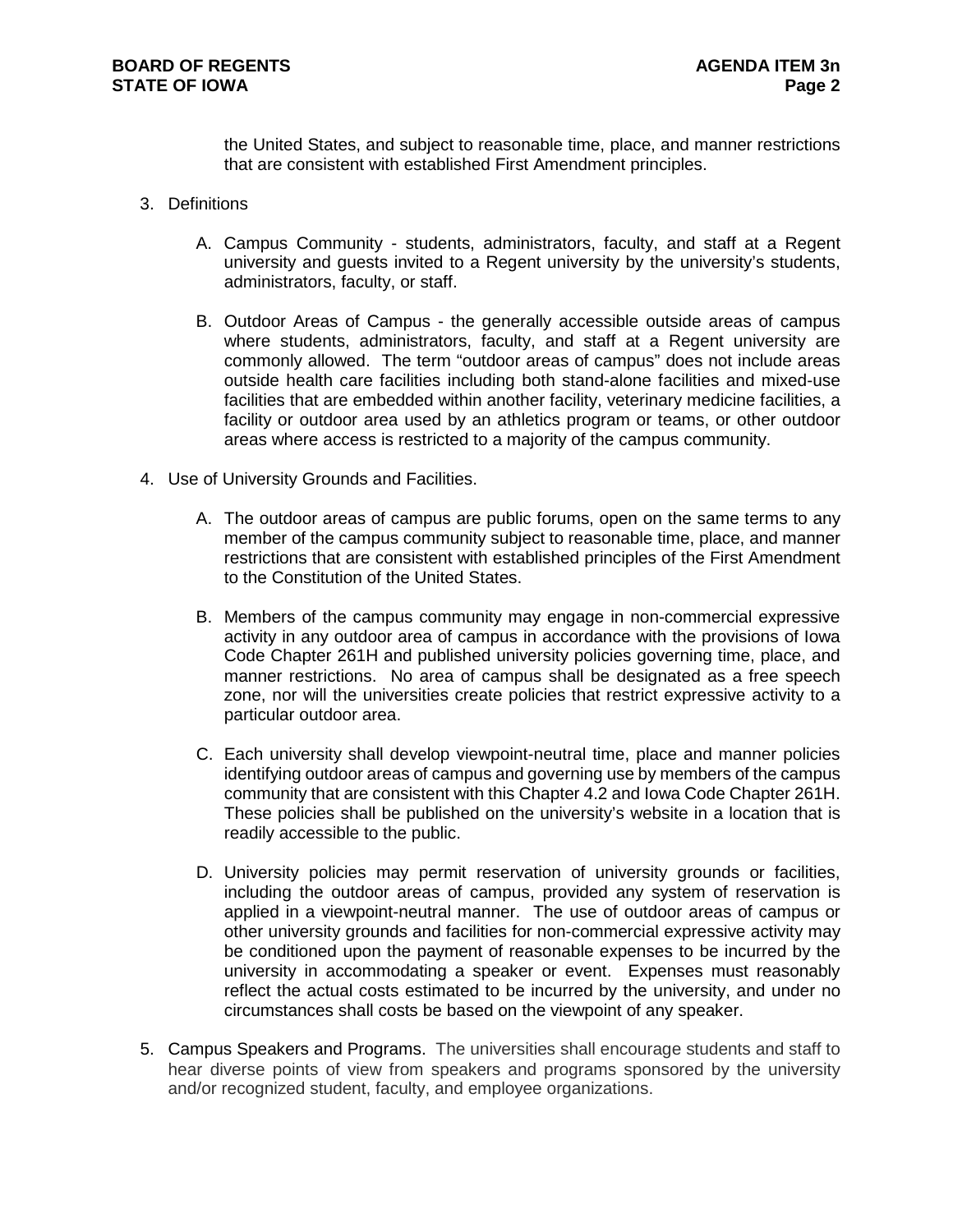the United States, and subject to reasonable time, place, and manner restrictions that are consistent with established First Amendment principles.

3. Definitions

   A. Campus Community - students, administrators, faculty, and staff at a Regent university and guests invited to a Regent university by the university's students, administrators, faculty, or staff.

   B. Outdoor Areas of Campus - the generally accessible outside areas of campus where students, administrators, faculty, and staff at a Regent university are commonly allowed. The term "outdoor areas of campus" does not include areas outside health care facilities including both stand-alone facilities and mixed-use facilities that are embedded within another facility, veterinary medicine facilities, a facility or outdoor area used by an athletics program or teams, or other outdoor areas where access is restricted to a majority of the campus community.

4. Use of University Grounds and Facilities.

   A. The outdoor areas of campus are public forums, open on the same terms to any member of the campus community subject to reasonable time, place, and manner restrictions that are consistent with established principles of the First Amendment to the Constitution of the United States.

   B. Members of the campus community may engage in non-commercial expressive activity in any outdoor area of campus in accordance with the provisions of Iowa Code Chapter 261H and published university policies governing time, place, and manner restrictions. No area of campus shall be designated as a free speech zone, nor will the universities create policies that restrict expressive activity to a particular outdoor area.

   C. Each university shall develop viewpoint-neutral time, place and manner policies identifying outdoor areas of campus and governing use by members of the campus community that are consistent with this Chapter 4.2 and Iowa Code Chapter 261H. These policies shall be published on the university's website in a location that is readily accessible to the public.

   D. University policies may permit reservation of university grounds or facilities, including the outdoor areas of campus, provided any system of reservation is applied in a viewpoint-neutral manner. The use of outdoor areas of campus or other university grounds and facilities for non-commercial expressive activity may be conditioned upon the payment of reasonable expenses to be incurred by the university in accommodating a speaker or event. Expenses must reasonably reflect the actual costs estimated to be incurred by the university, and under no circumstances shall costs be based on the viewpoint of any speaker.

5. Campus Speakers and Programs. The universities shall encourage students and staff to hear diverse points of view from speakers and programs sponsored by the university and/or recognized student, faculty, and employee organizations.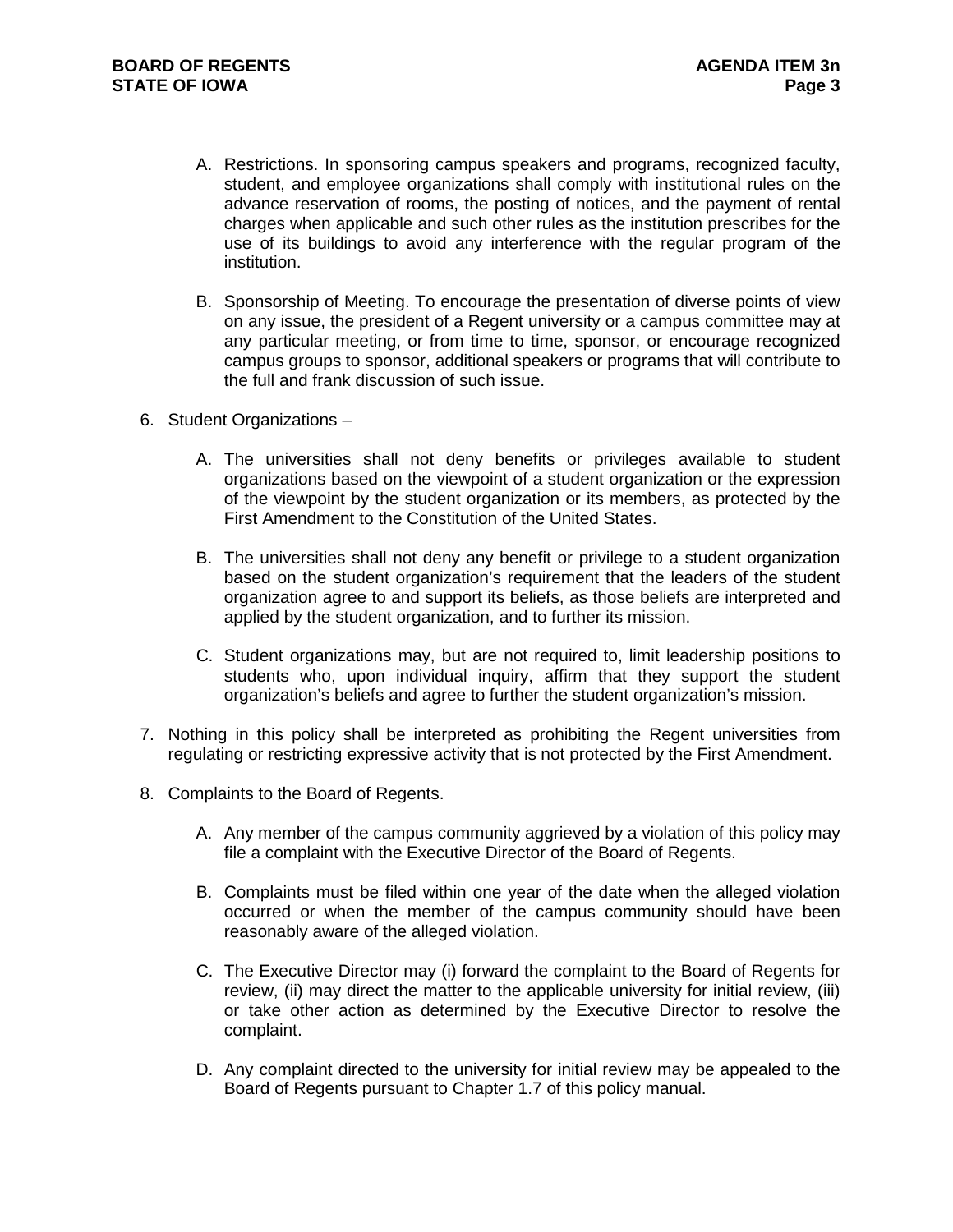A. Restrictions. In sponsoring campus speakers and programs, recognized faculty, student, and employee organizations shall comply with institutional rules on the advance reservation of rooms, the posting of notices, and the payment of rental charges when applicable and such other rules as the institution prescribes for the use of its buildings to avoid any interference with the regular program of the institution.

B. Sponsorship of Meeting. To encourage the presentation of diverse points of view on any issue, the president of a Regent university or a campus committee may at any particular meeting, or from time to time, sponsor, or encourage recognized campus groups to sponsor, additional speakers or programs that will contribute to the full and frank discussion of such issue.

6. Student Organizations –

   A. The universities shall not deny benefits or privileges available to student organizations based on the viewpoint of a student organization or the expression of the viewpoint by the student organization or its members, as protected by the First Amendment to the Constitution of the United States.

   B. The universities shall not deny any benefit or privilege to a student organization based on the student organization's requirement that the leaders of the student organization agree to and support its beliefs, as those beliefs are interpreted and applied by the student organization, and to further its mission.

   C. Student organizations may, but are not required to, limit leadership positions to students who, upon individual inquiry, affirm that they support the student organization's beliefs and agree to further the student organization's mission.

7. Nothing in this policy shall be interpreted as prohibiting the Regent universities from regulating or restricting expressive activity that is not protected by the First Amendment.

8. Complaints to the Board of Regents.

   A. Any member of the campus community aggrieved by a violation of this policy may file a complaint with the Executive Director of the Board of Regents.

   B. Complaints must be filed within one year of the date when the alleged violation occurred or when the member of the campus community should have been reasonably aware of the alleged violation.

   C. The Executive Director may (i) forward the complaint to the Board of Regents for review, (ii) may direct the matter to the applicable university for initial review, (iii) or take other action as determined by the Executive Director to resolve the complaint.

   D. Any complaint directed to the university for initial review may be appealed to the Board of Regents pursuant to Chapter 1.7 of this policy manual.